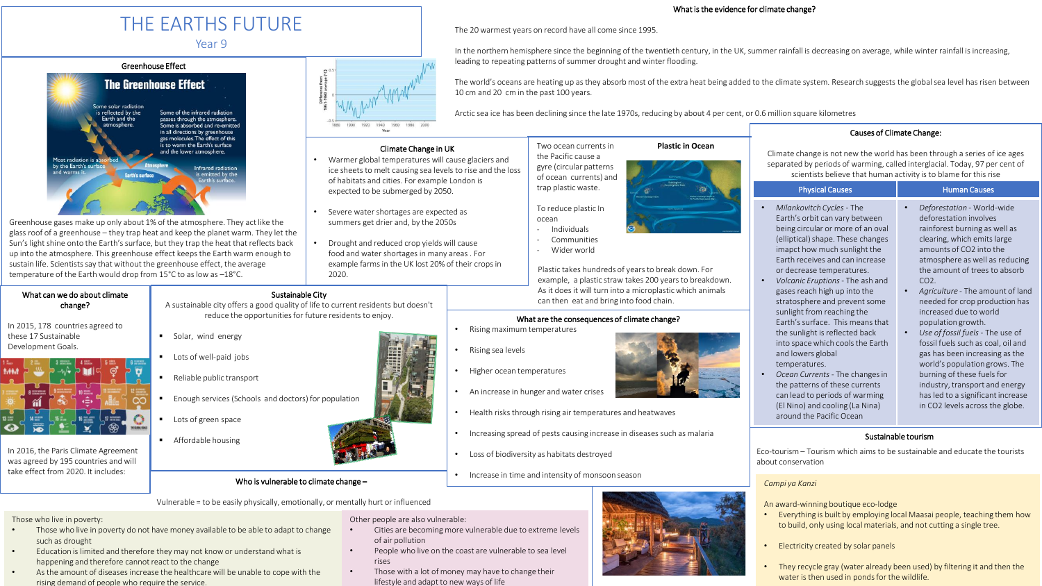# THE EARTHS FUTURE

Year 9

## Greenhouse Effect

Greenhouse gases make up only about 1% of the atmosphere. They act like the glass roof of a greenhouse – they trap heat and keep the planet warm. They let the Sun's light shine onto the Earth's surface, but they trap the heat that reflects back up into the atmosphere. This greenhouse effect keeps the Earth warm enough to sustain life. Scientists say that without the greenhouse effect, the average temperature of the Earth would drop from 15°C to as low as –18°C.

## What is the evidence for climate change?

The 20 warmest years on record have all come since 1995.

In the northern hemisphere since the beginning of the twentieth century, in the UK, summer rainfall is decreasing on average, while winter rainfall is increasing, leading to repeating patterns of summer drought and winter flooding.

The world's oceans are heating up as they absorb most of the extra heat being added to the climate system. Research suggests the global sea level has risen between 10 cm and 20 cm in the past 100 years.

Arctic sea ice has been declining since the late 1970s, reducing by about 4 per cent, or 0.6 million square kilometres

## Climate Change in UK

- Warmer global temperatures will cause glaciers and ice sheets to melt causing sea levels to rise and the loss of habitats and cities. For example London is expected to be submerged by 2050.
- Severe water shortages are expected as summers get drier and, by the 2050s
- Drought and reduced crop yields will cause food and water shortages in many areas . For example farms in the UK lost 20% of their crops in 2020.

## Plastic in Ocean

Two ocean currents in the Pacific cause a gyre (circular patterns of ocean currents) and trap plastic waste.

To reduce plastic In ocean

- Individuals
- Communities
- Wider world

Plastic takes hundreds of years to break down. For example, a plastic straw takes 200 years to breakdown. As it does it will turn into a microplastic which animals can then eat and bring into food chain.

## Causes of Climate Change:

Climate change is not new the world has been through a series of ice ages separated by periods of warming, called interglacial. Today, 97 per cent of scientists believe that human activity is to blame for this rise

### Physical Causes

- *Milankovitch Cycles* - The Earth's orbit can vary between being circular or more of an oval (elliptical) shape. These changes impact how much sunlight the Earth receives and can increase or decrease temperatures.
- *Volcanic Eruptions* - The ash and gases reach high up into the stratosphere and prevent some sunlight from reaching the Earth's surface. This means that the sunlight is reflected back into space which cools the Earth and lowers global temperatures.
- *Ocean Currents* - The changes in the patterns of these currents can lead to periods of warming (El Nino) and cooling (La Nina) around the Pacific Ocean

### Human Causes

- *Deforestation* - World-wide deforestation involves rainforest burning as well as clearing, which emits large amounts of $CO_2$ into the atmosphere as well as reducing the amount of trees to absorb $CO_2$.
- *Agriculture* - The amount of land needed for crop production has increased due to world population growth.
- *Use of fossil fuels* - The use of fossil fuels such as coal, oil and gas has been increasing as the world's population grows. The burning of these fuels for industry, transport and energy has led to a significant increase in $CO_2$ levels across the globe.

## What can we do about climate change?

In 2015, 178 countries agreed to these 17 Sustainable Development Goals.

In 2016, the Paris Climate Agreement was agreed by 195 countries and will take effect from 2020. It includes:

## Sustainable City

A sustainable city offers a good quality of life to current residents but doesn't reduce the opportunities for future residents to enjoy.

- Solar, wind energy
- Lots of well-paid jobs
- Reliable public transport
- Enough services (Schools and doctors) for population
- Lots of green space
- Affordable housing

## What are the consequences of climate change?

- Rising maximum temperatures
- Rising sea levels
- Higher ocean temperatures
- An increase in hunger and water crises
- Health risks through rising air temperatures and heatwaves
- Increasing spread of pests causing increase in diseases such as malaria
- Loss of biodiversity as habitats destroyed
- Increase in time and intensity of monsoon season

## Sustainable tourism

Eco-tourism – Tourism which aims to be sustainable and educate the tourists about conservation

*Campi ya Kanzi*

An award-winning boutique eco-lodge

- Everything is built by employing local Maasai people, teaching them how to build, only using local materials, and not cutting a single tree.
- Electricity created by solar panels
- They recycle gray (water already been used) by filtering it and then the water is then used in ponds for the wildlife.

## Who is vulnerable to climate change –

Vulnerable = to be easily physically, emotionally, or mentally hurt or influenced

Those who live in poverty:

- Those who live in poverty do not have money available to be able to adapt to change such as drought
- Education is limited and therefore they may not know or understand what is happening and therefore cannot react to the change
- As the amount of diseases increase the healthcare will be unable to cope with the rising demand of people who require the service.

Other people are also vulnerable:

- Cities are becoming more vulnerable due to extreme levels of air pollution
- People who live on the coast are vulnerable to sea level rises
- Those with a lot of money may have to change their lifestyle and adapt to new ways of life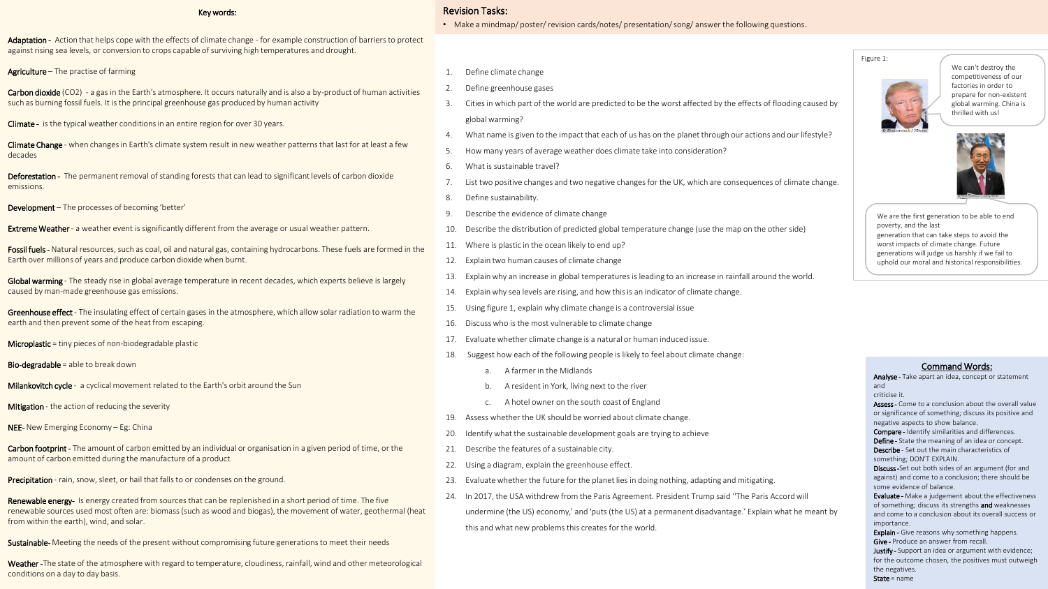## Key words:

**Adaptation -** Action that helps cope with the effects of climate change - for example construction of barriers to protect against rising sea levels, or conversion to crops capable of surviving high temperatures and drought.

**Agriculture** – The practise of farming

**Carbon dioxide** ($CO_2$) - a gas in the Earth's atmosphere. It occurs naturally and is also a by-product of human activities such as burning fossil fuels. It is the principal greenhouse gas produced by human activity

**Climate -** is the typical weather conditions in an entire region for over 30 years.

**Climate Change** - when changes in Earth's climate system result in new weather patterns that last for at least a few decades

**Deforestation -** The permanent removal of standing forests that can lead to significant levels of carbon dioxide emissions.

**Development** – The processes of becoming 'better'

**Extreme Weather** - a weather event is significantly different from the average or usual weather pattern.

**Fossil fuels -** Natural resources, such as coal, oil and natural gas, containing hydrocarbons. These fuels are formed in the Earth over millions of years and produce carbon dioxide when burnt.

**Global warming** - The steady rise in global average temperature in recent decades, which experts believe is largely caused by man-made greenhouse gas emissions.

**Greenhouse effect** - The insulating effect of certain gases in the atmosphere, which allow solar radiation to warm the earth and then prevent some of the heat from escaping.

**Microplastic** = tiny pieces of non-biodegradable plastic

**Bio-degradable** = able to break down

**Milankovitch cycle** - a cyclical movement related to the Earth's orbit around the Sun

**Mitigation** - the action of reducing the severity

**NEE-** New Emerging Economy – Eg: China

**Carbon footprint -** The amount of carbon emitted by an individual or organisation in a given period of time, or the amount of carbon emitted during the manufacture of a product

**Precipitation** - rain, snow, sleet, or hail that falls to or condenses on the ground.

**Renewable energy-** Is energy created from sources that can be replenished in a short period of time. The five renewable sources used most often are: biomass (such as wood and biogas), the movement of water, geothermal (heat from within the earth), wind, and solar.

**Sustainable-** Meeting the needs of the present without compromising future generations to meet their needs

**Weather -** The state of the atmosphere with regard to temperature, cloudiness, rainfall, wind and other meteorological conditions on a day to day basis.

## Revision Tasks:

- Make a mindmap/ poster/ revision cards/notes/ presentation/ song/ answer the following questions.

1. Define climate change
2. Define greenhouse gases
3. Cities in which part of the world are predicted to be the worst affected by the effects of flooding caused by global warming?
4. What name is given to the impact that each of us has on the planet through our actions and our lifestyle?
5. How many years of average weather does climate take into consideration?
6. What is sustainable travel?
7. List two positive changes and two negative changes for the UK, which are consequences of climate change.
8. Define sustainability.
9. Describe the evidence of climate change
10. Describe the distribution of predicted global temperature change (use the map on the other side)
11. Where is plastic in the ocean likely to end up?
12. Explain two human causes of climate change
13. Explain why an increase in global temperatures is leading to an increase in rainfall around the world.
14. Explain why sea levels are rising, and how this is an indicator of climate change.
15. Using figure 1, explain why climate change is a controversial issue
16. Discuss who is the most vulnerable to climate change
17. Evaluate whether climate change is a natural or human induced issue.
18. Suggest how each of the following people is likely to feel about climate change:
    a. A farmer in the Midlands
    b. A resident in York, living next to the river
    c. A hotel owner on the south coast of England
19. Assess whether the UK should be worried about climate change.
20. Identify what the sustainable development goals are trying to achieve
21. Describe the features of a sustainable city.
22. Using a diagram, explain the greenhouse effect.
23. Evaluate whether the future for the planet lies in doing nothing, adapting and mitigating.
24. In 2017, the USA withdrew from the Paris Agreement. President Trump said "The Paris Accord will undermine (the US) economy,' and 'puts (the US) at a permanent disadvantage.' Explain what he meant by this and what new problems this creates for the world.

Figure 1:

We can't destroy the competitiveness of our factories in order to prepare for non-existent global warming. China is thrilled with us!

We are the first generation to be able to end poverty, and the last generation that can take steps to avoid the worst impacts of climate change. Future generations will judge us harshly if we fail to uphold our moral and historical responsibilities.

### Command Words:

**Analyse -** Take apart an idea, concept or statement and criticise it.
**Assess -** Come to a conclusion about the overall value or significance of something; discuss its positive and negative aspects to show balance.
**Compare -** Identify similarities and differences.
**Define -** State the meaning of an idea or concept.
**Describe** - Set out the main characteristics of something; DON'T EXPLAIN.
**Discuss -** Set out both sides of an argument (for and against) and come to a conclusion; there should be some evidence of balance.
**Evaluate -** Make a judgement about the effectiveness of something; discuss its strengths **and** weaknesses and come to a conclusion about its overall success or importance.
**Explain -** Give reasons why something happens.
**Give -** Produce an answer from recall.
**Justify -** Support an idea or argument with evidence; for the outcome chosen, the positives must outweigh the negatives.
**State** = name